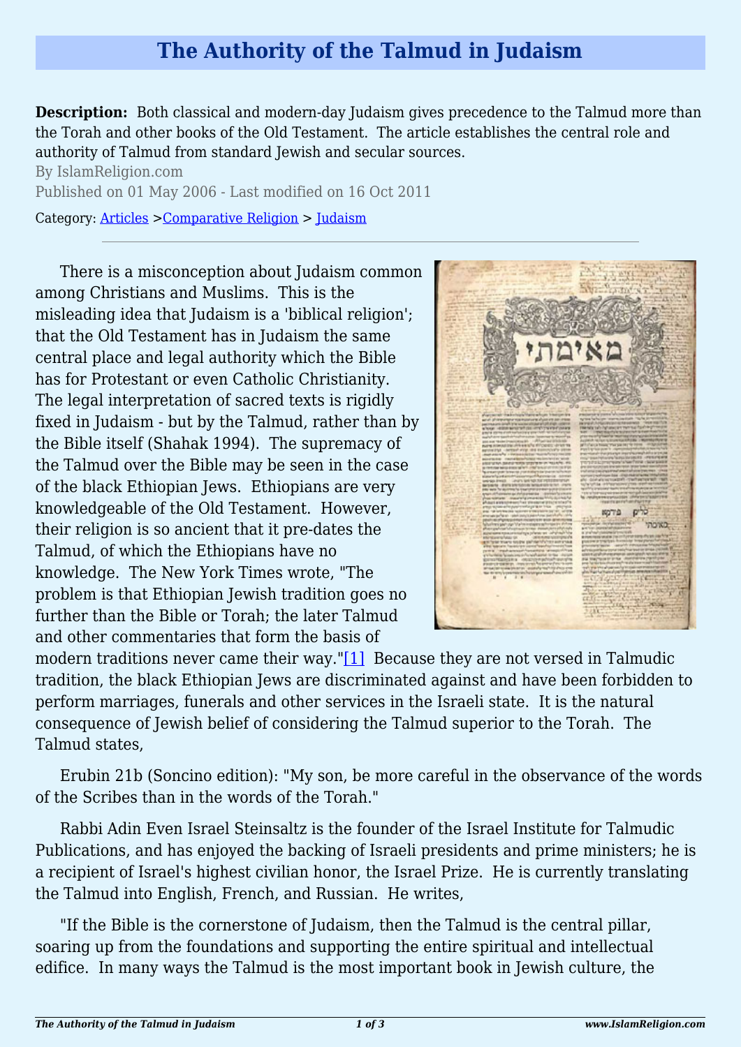# The Authority of the Talmud in Judaism

**Description:** Both classical and modern-day Judaism gives precedence to the Talmud more than the Torah and other books of the Old Testament. The article establishes the central role and authority of Talmud from standard Jewish and secular sources.

By IslamReligion.com

Published on 01 May 2006 - Last modified on 16 Oct 2011

Category: Articles >Comparative Religion > Judaism

---

There is a misconception about Judaism common among Christians and Muslims. This is the misleading idea that Judaism is a 'biblical religion'; that the Old Testament has in Judaism the same central place and legal authority which the Bible has for Protestant or even Catholic Christianity. The legal interpretation of sacred texts is rigidly fixed in Judaism - but by the Talmud, rather than by the Bible itself (Shahak 1994). The supremacy of the Talmud over the Bible may be seen in the case of the black Ethiopian Jews. Ethiopians are very knowledgeable of the Old Testament. However, their religion is so ancient that it pre-dates the Talmud, of which the Ethiopians have no knowledge. The New York Times wrote, "The problem is that Ethiopian Jewish tradition goes no further than the Bible or Torah; the later Talmud and other commentaries that form the basis of modern traditions never came their way."[1] Because they are not versed in Talmudic tradition, the black Ethiopian Jews are discriminated against and have been forbidden to perform marriages, funerals and other services in the Israeli state. It is the natural consequence of Jewish belief of considering the Talmud superior to the Torah. The Talmud states,

Erubin 21b (Soncino edition): "My son, be more careful in the observance of the words of the Scribes than in the words of the Torah."

Rabbi Adin Even Israel Steinsaltz is the founder of the Israel Institute for Talmudic Publications, and has enjoyed the backing of Israeli presidents and prime ministers; he is a recipient of Israel's highest civilian honor, the Israel Prize. He is currently translating the Talmud into English, French, and Russian. He writes,

"If the Bible is the cornerstone of Judaism, then the Talmud is the central pillar, soaring up from the foundations and supporting the entire spiritual and intellectual edifice. In many ways the Talmud is the most important book in Jewish culture, the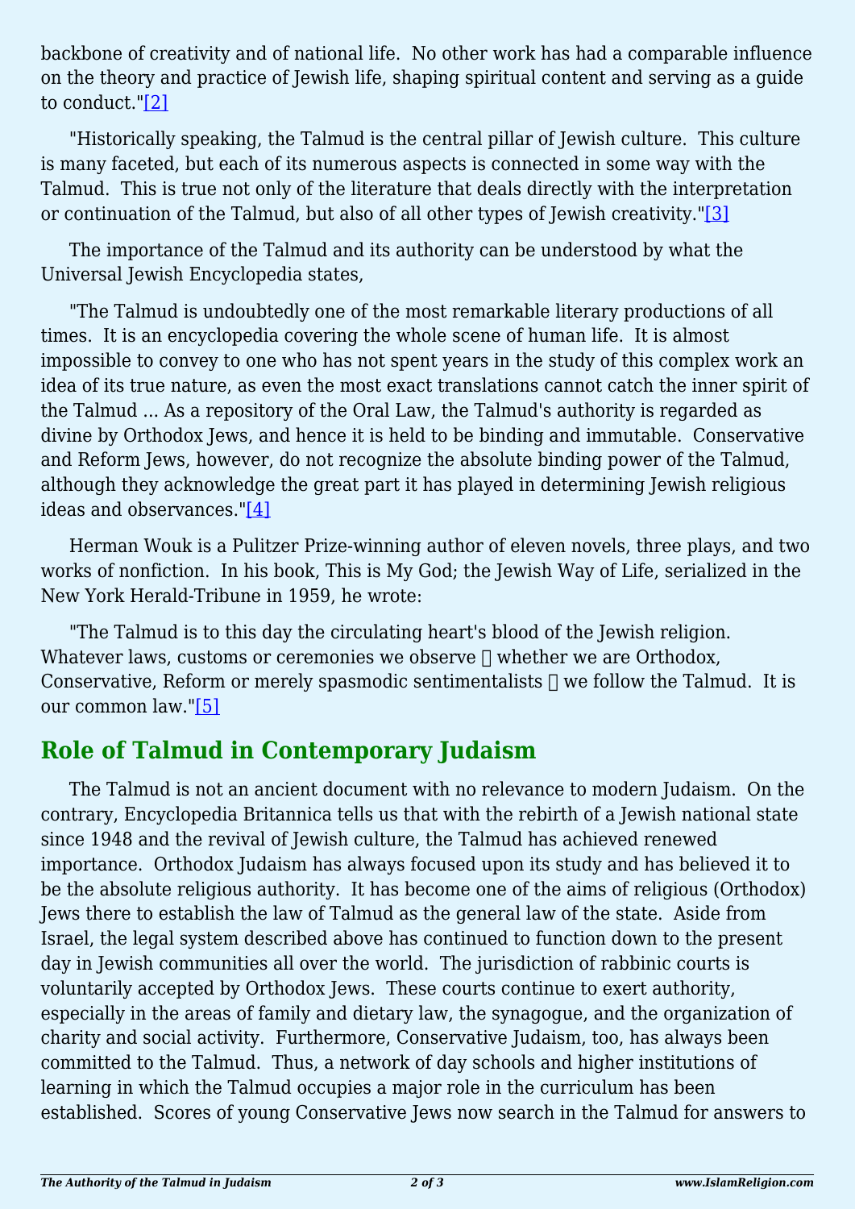backbone of creativity and of national life. No other work has had a comparable influence on the theory and practice of Jewish life, shaping spiritual content and serving as a guide to conduct."[2]

"Historically speaking, the Talmud is the central pillar of Jewish culture. This culture is many faceted, but each of its numerous aspects is connected in some way with the Talmud. This is true not only of the literature that deals directly with the interpretation or continuation of the Talmud, but also of all other types of Jewish creativity."[3]

The importance of the Talmud and its authority can be understood by what the Universal Jewish Encyclopedia states,

"The Talmud is undoubtedly one of the most remarkable literary productions of all times. It is an encyclopedia covering the whole scene of human life. It is almost impossible to convey to one who has not spent years in the study of this complex work an idea of its true nature, as even the most exact translations cannot catch the inner spirit of the Talmud ... As a repository of the Oral Law, the Talmud's authority is regarded as divine by Orthodox Jews, and hence it is held to be binding and immutable. Conservative and Reform Jews, however, do not recognize the absolute binding power of the Talmud, although they acknowledge the great part it has played in determining Jewish religious ideas and observances."[4]

Herman Wouk is a Pulitzer Prize-winning author of eleven novels, three plays, and two works of nonfiction. In his book, This is My God; the Jewish Way of Life, serialized in the New York Herald-Tribune in 1959, he wrote:

"The Talmud is to this day the circulating heart's blood of the Jewish religion. Whatever laws, customs or ceremonies we observe  whether we are Orthodox, Conservative, Reform or merely spasmodic sentimentalists  we follow the Talmud. It is our common law."[5]

## Role of Talmud in Contemporary Judaism

The Talmud is not an ancient document with no relevance to modern Judaism. On the contrary, Encyclopedia Britannica tells us that with the rebirth of a Jewish national state since 1948 and the revival of Jewish culture, the Talmud has achieved renewed importance. Orthodox Judaism has always focused upon its study and has believed it to be the absolute religious authority. It has become one of the aims of religious (Orthodox) Jews there to establish the law of Talmud as the general law of the state. Aside from Israel, the legal system described above has continued to function down to the present day in Jewish communities all over the world. The jurisdiction of rabbinic courts is voluntarily accepted by Orthodox Jews. These courts continue to exert authority, especially in the areas of family and dietary law, the synagogue, and the organization of charity and social activity. Furthermore, Conservative Judaism, too, has always been committed to the Talmud. Thus, a network of day schools and higher institutions of learning in which the Talmud occupies a major role in the curriculum has been established. Scores of young Conservative Jews now search in the Talmud for answers to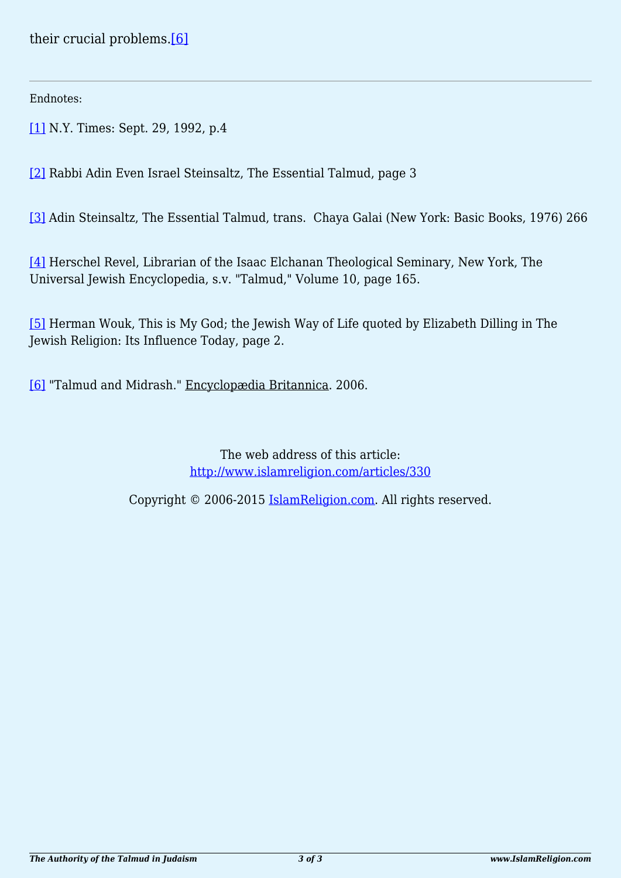their crucial problems.[6]

---

Endnotes:

[1] N.Y. Times: Sept. 29, 1992, p.4

[2] Rabbi Adin Even Israel Steinsaltz, The Essential Talmud, page 3

[3] Adin Steinsaltz, The Essential Talmud, trans. Chaya Galai (New York: Basic Books, 1976) 266

[4] Herschel Revel, Librarian of the Isaac Elchanan Theological Seminary, New York, The Universal Jewish Encyclopedia, s.v. "Talmud," Volume 10, page 165.

[5] Herman Wouk, This is My God; the Jewish Way of Life quoted by Elizabeth Dilling in The Jewish Religion: Its Influence Today, page 2.

[6] "Talmud and Midrash." Encyclopædia Britannica. 2006.

The web address of this article:
http://www.islamreligion.com/articles/330

Copyright © 2006-2015 IslamReligion.com. All rights reserved.